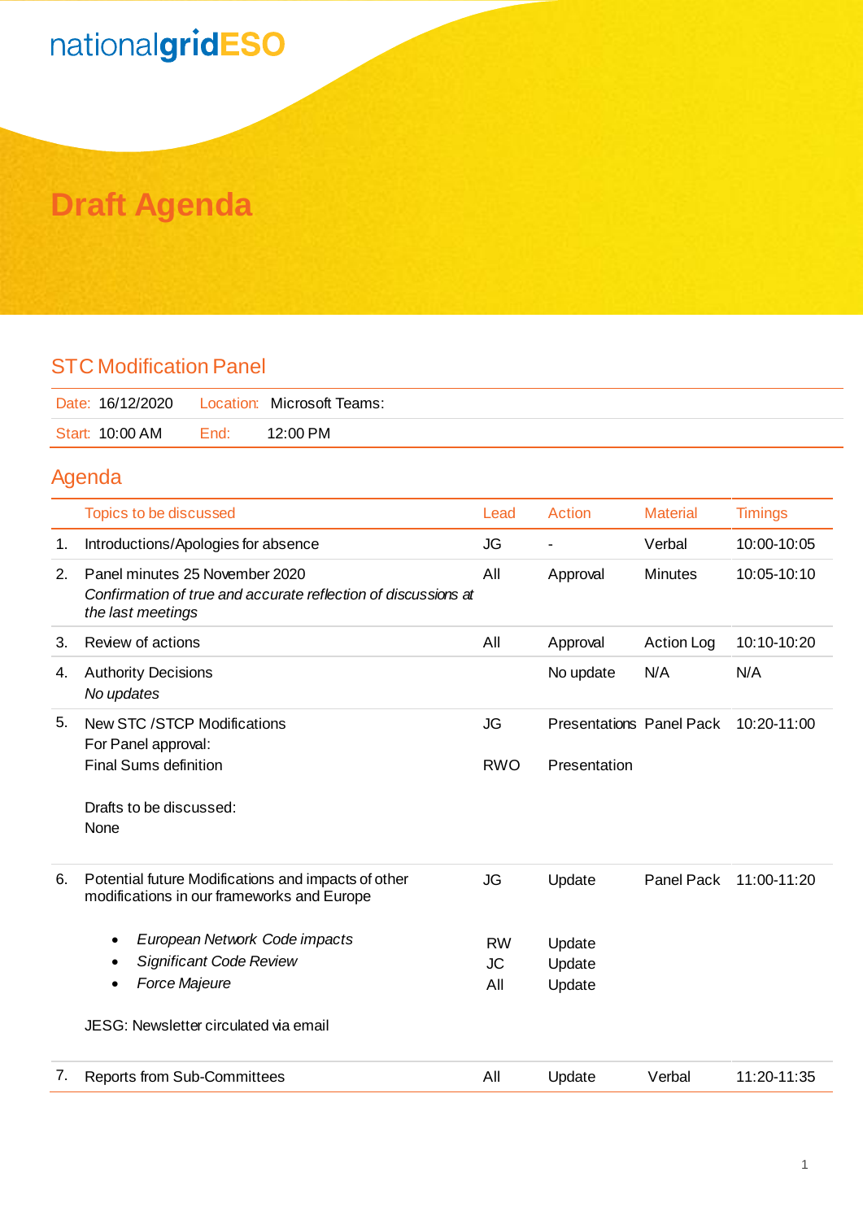nationalgridESO

# Draft Agenda

## STC Modification Panel

| Date: 16/12/2020 | Location: Microsoft Teams: |
|---|---|
| Start: 10:00 AM | End: 12:00 PM |

## Agenda

| | Topics to be discussed | Lead | Action | Material | Timings |
|---|---|---|---|---|---|
| 1. | Introductions/Apologies for absence | JG | - | Verbal | 10:00-10:05 |
| 2. | Panel minutes 25 November 2020<br>*Confirmation of true and accurate reflection of discussions at the last meetings* | All | Approval | Minutes | 10:05-10:10 |
| 3. | Review of actions | All | Approval | Action Log | 10:10-10:20 |
| 4. | Authority Decisions<br>*No updates* | | No update | N/A | N/A |
| 5. | New STC /STCP Modifications<br>For Panel approval:<br>Final Sums definition<br><br>Drafts to be discussed:<br>None | JG<br><br>RWO | Presentations<br><br>Presentation | Panel Pack | 10:20-11:00 |
| 6. | Potential future Modifications and impacts of other modifications in our frameworks and Europe<br>• *European Network Code impacts*<br>• *Significant Code Review*<br>• *Force Majeure*<br><br>JESG: Newsletter circulated via email | JG<br>RW<br>JC<br>All | Update<br>Update<br>Update<br>Update | Panel Pack | 11:00-11:20 |
| 7. | Reports from Sub-Committees | All | Update | Verbal | 11:20-11:35 |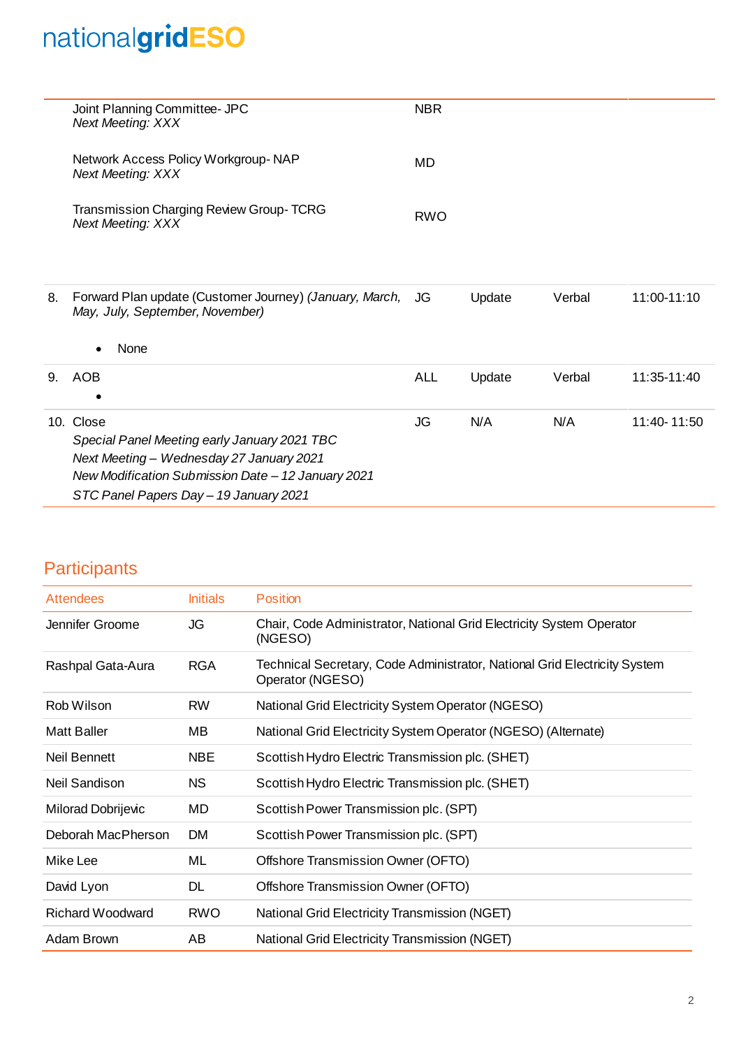| | | | | | |
|---|---|---|---|---|---|
| | Joint Planning Committee- JPC<br>*Next Meeting: XXX* | NBR | | | |
| | Network Access Policy Workgroup- NAP<br>*Next Meeting: XXX* | MD | | | |
| | Transmission Charging Review Group- TCRG<br>*Next Meeting: XXX* | RWO | | | |
| 8. | Forward Plan update (Customer Journey) *(January, March, May, July, September, November)*<br>• None | JG | Update | Verbal | 11:00-11:10 |
| 9. | AOB<br>• | ALL | Update | Verbal | 11:35-11:40 |
| 10. | Close<br>*Special Panel Meeting early January 2021 TBC*<br>*Next Meeting – Wednesday 27 January 2021*<br>*New Modification Submission Date – 12 January 2021*<br>*STC Panel Papers Day – 19 January 2021* | JG | N/A | N/A | 11:40- 11:50 |

## Participants

| Attendees | Initials | Position |
|---|---|---|
| Jennifer Groome | JG | Chair, Code Administrator, National Grid Electricity System Operator (NGESO) |
| Rashpal Gata-Aura | RGA | Technical Secretary, Code Administrator, National Grid Electricity System Operator (NGESO) |
| Rob Wilson | RW | National Grid Electricity System Operator (NGESO) |
| Matt Baller | MB | National Grid Electricity System Operator (NGESO) (Alternate) |
| Neil Bennett | NBE | Scottish Hydro Electric Transmission plc. (SHET) |
| Neil Sandison | NS | Scottish Hydro Electric Transmission plc. (SHET) |
| Milorad Dobrijevic | MD | Scottish Power Transmission plc. (SPT) |
| Deborah MacPherson | DM | Scottish Power Transmission plc. (SPT) |
| Mike Lee | ML | Offshore Transmission Owner (OFTO) |
| David Lyon | DL | Offshore Transmission Owner (OFTO) |
| Richard Woodward | RWO | National Grid Electricity Transmission (NGET) |
| Adam Brown | AB | National Grid Electricity Transmission (NGET) |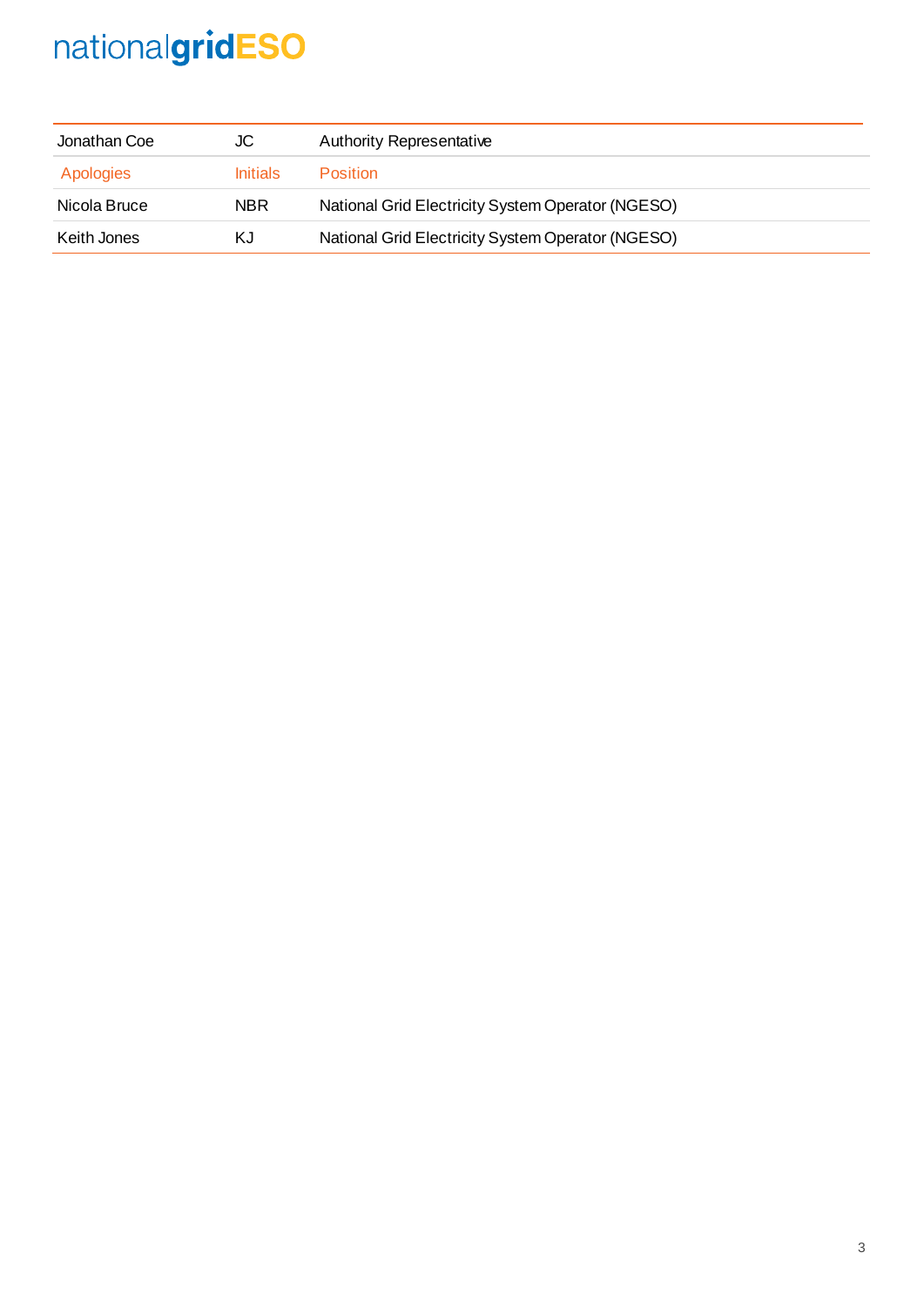| | | |
|---|---|---|
| Jonathan Coe | JC | Authority Representative |
| Apologies | Initials | Position |
| Nicola Bruce | NBR | National Grid Electricity System Operator (NGESO) |
| Keith Jones | KJ | National Grid Electricity System Operator (NGESO) |